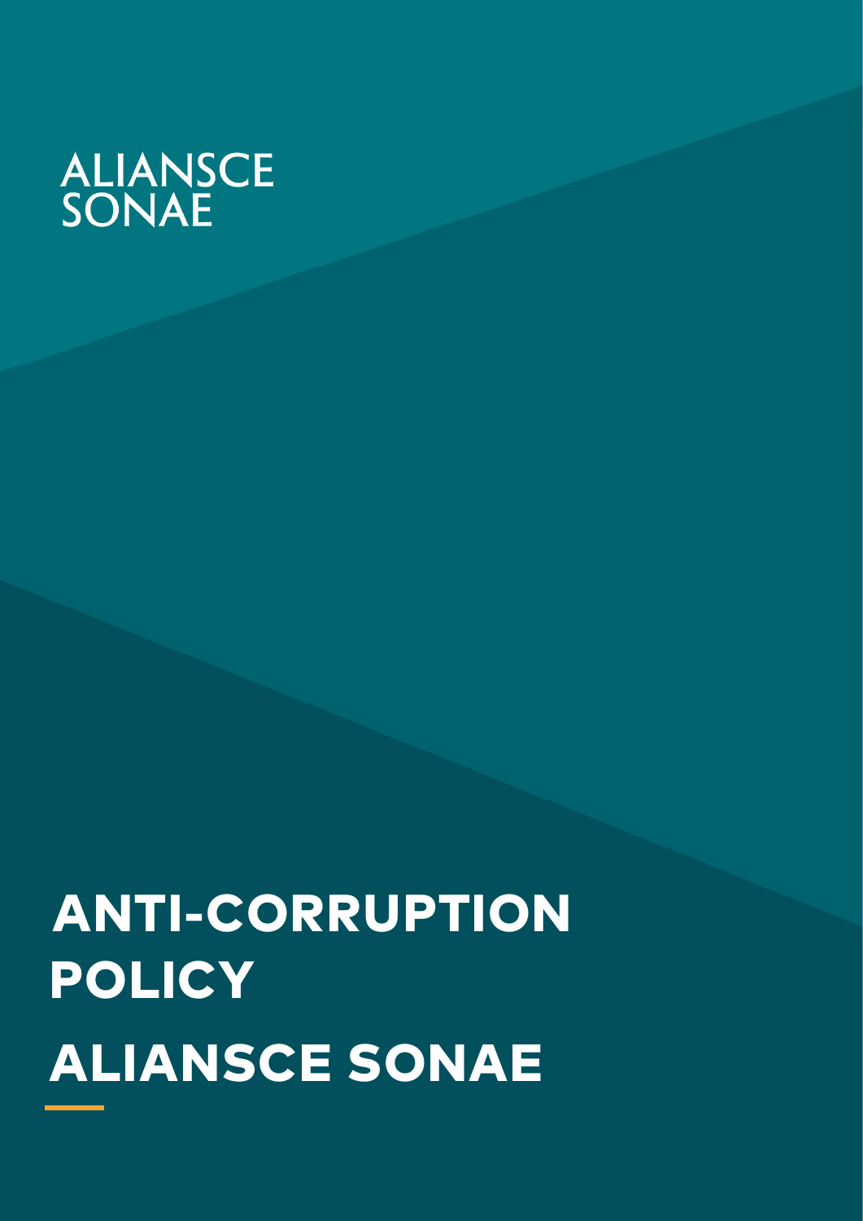ALIANSCE SONAE

# ANTI-CORRUPTION POLICY

# ALIANSCE SONAE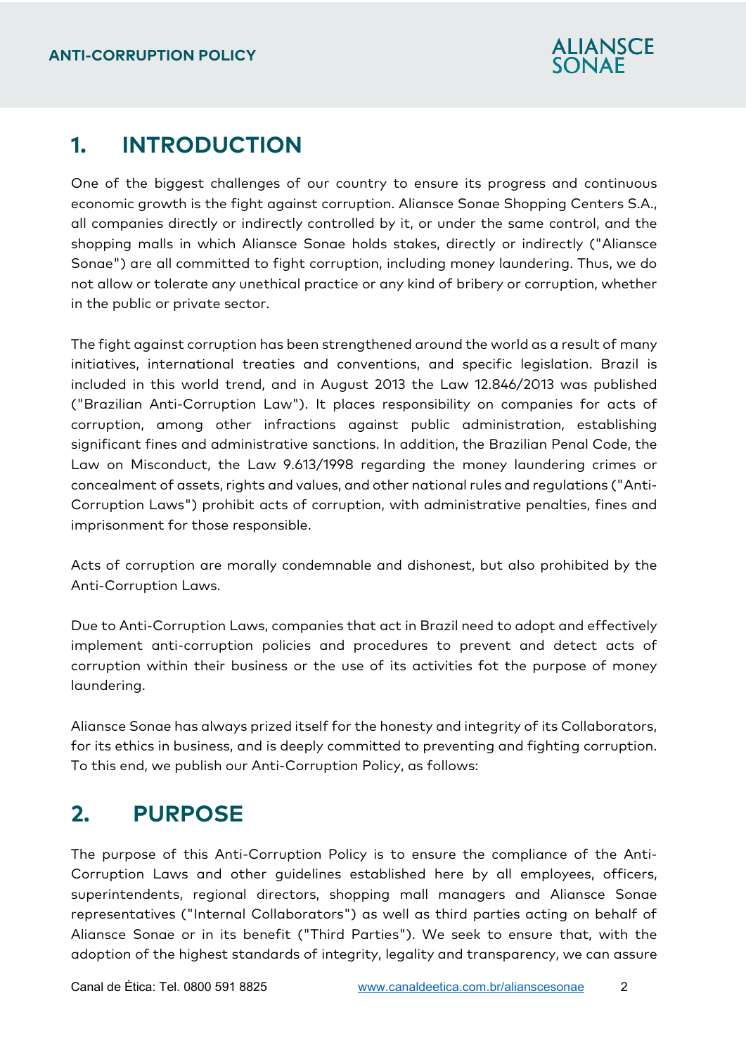## 1. INTRODUCTION

One of the biggest challenges of our country to ensure its progress and continuous economic growth is the fight against corruption. Aliansce Sonae Shopping Centers S.A., all companies directly or indirectly controlled by it, or under the same control, and the shopping malls in which Aliansce Sonae holds stakes, directly or indirectly ("Aliansce Sonae") are all committed to fight corruption, including money laundering. Thus, we do not allow or tolerate any unethical practice or any kind of bribery or corruption, whether in the public or private sector.

The fight against corruption has been strengthened around the world as a result of many initiatives, international treaties and conventions, and specific legislation. Brazil is included in this world trend, and in August 2013 the Law 12.846/2013 was published ("Brazilian Anti-Corruption Law"). It places responsibility on companies for acts of corruption, among other infractions against public administration, establishing significant fines and administrative sanctions. In addition, the Brazilian Penal Code, the Law on Misconduct, the Law 9.613/1998 regarding the money laundering crimes or concealment of assets, rights and values, and other national rules and regulations ("Anti-Corruption Laws") prohibit acts of corruption, with administrative penalties, fines and imprisonment for those responsible.

Acts of corruption are morally condemnable and dishonest, but also prohibited by the Anti-Corruption Laws.

Due to Anti-Corruption Laws, companies that act in Brazil need to adopt and effectively implement anti-corruption policies and procedures to prevent and detect acts of corruption within their business or the use of its activities fot the purpose of money laundering.

Aliansce Sonae has always prized itself for the honesty and integrity of its Collaborators, for its ethics in business, and is deeply committed to preventing and fighting corruption. To this end, we publish our Anti-Corruption Policy, as follows:

## 2. PURPOSE

The purpose of this Anti-Corruption Policy is to ensure the compliance of the Anti-Corruption Laws and other guidelines established here by all employees, officers, superintendents, regional directors, shopping mall managers and Aliansce Sonae representatives ("Internal Collaborators") as well as third parties acting on behalf of Aliansce Sonae or in its benefit ("Third Parties"). We seek to ensure that, with the adoption of the highest standards of integrity, legality and transparency, we can assure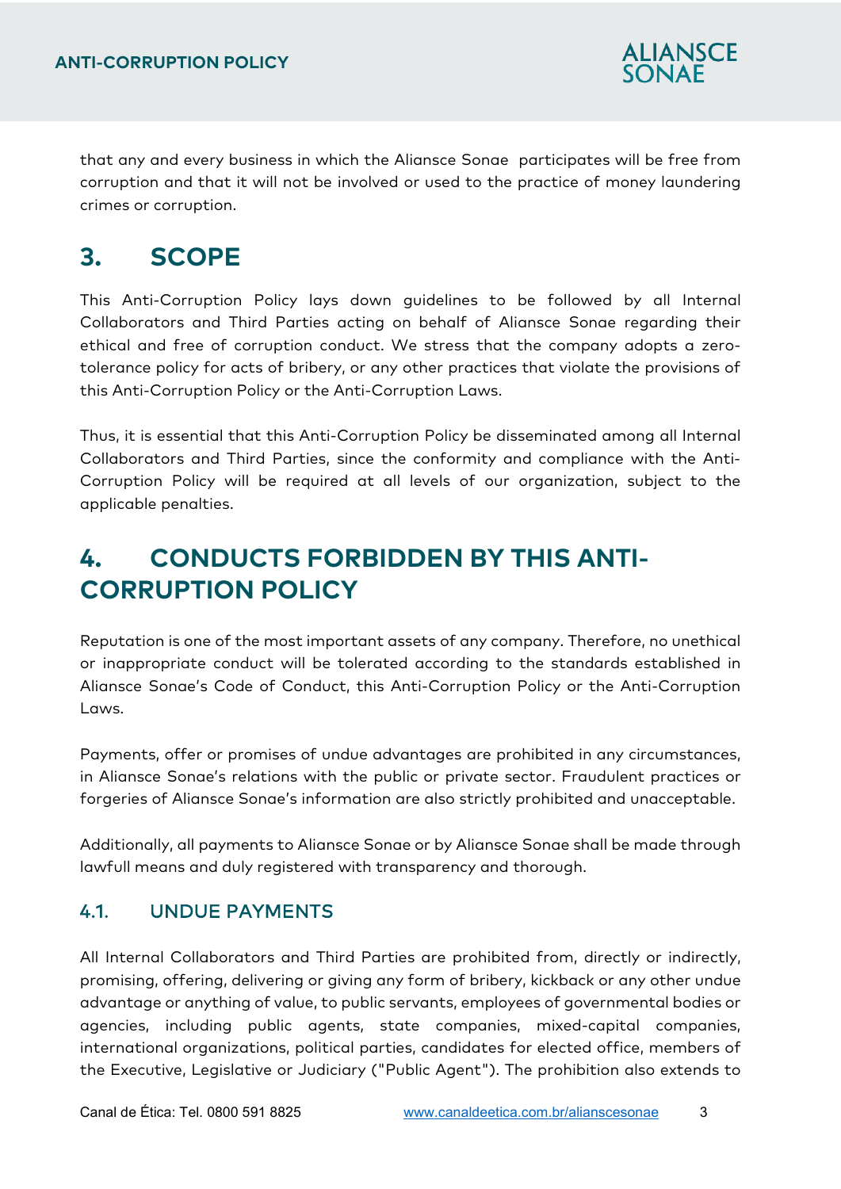that any and every business in which the Aliansce Sonae participates will be free from corruption and that it will not be involved or used to the practice of money laundering crimes or corruption.

# 3. SCOPE

This Anti-Corruption Policy lays down guidelines to be followed by all Internal Collaborators and Third Parties acting on behalf of Aliansce Sonae regarding their ethical and free of corruption conduct. We stress that the company adopts a zero-tolerance policy for acts of bribery, or any other practices that violate the provisions of this Anti-Corruption Policy or the Anti-Corruption Laws.

Thus, it is essential that this Anti-Corruption Policy be disseminated among all Internal Collaborators and Third Parties, since the conformity and compliance with the Anti-Corruption Policy will be required at all levels of our organization, subject to the applicable penalties.

# 4. CONDUCTS FORBIDDEN BY THIS ANTI-CORRUPTION POLICY

Reputation is one of the most important assets of any company. Therefore, no unethical or inappropriate conduct will be tolerated according to the standards established in Aliansce Sonae's Code of Conduct, this Anti-Corruption Policy or the Anti-Corruption Laws.

Payments, offer or promises of undue advantages are prohibited in any circumstances, in Aliansce Sonae's relations with the public or private sector. Fraudulent practices or forgeries of Aliansce Sonae's information are also strictly prohibited and unacceptable.

Additionally, all payments to Aliansce Sonae or by Aliansce Sonae shall be made through lawfull means and duly registered with transparency and thorough.

## 4.1. UNDUE PAYMENTS

All Internal Collaborators and Third Parties are prohibited from, directly or indirectly, promising, offering, delivering or giving any form of bribery, kickback or any other undue advantage or anything of value, to public servants, employees of governmental bodies or agencies, including public agents, state companies, mixed-capital companies, international organizations, political parties, candidates for elected office, members of the Executive, Legislative or Judiciary ("Public Agent"). The prohibition also extends to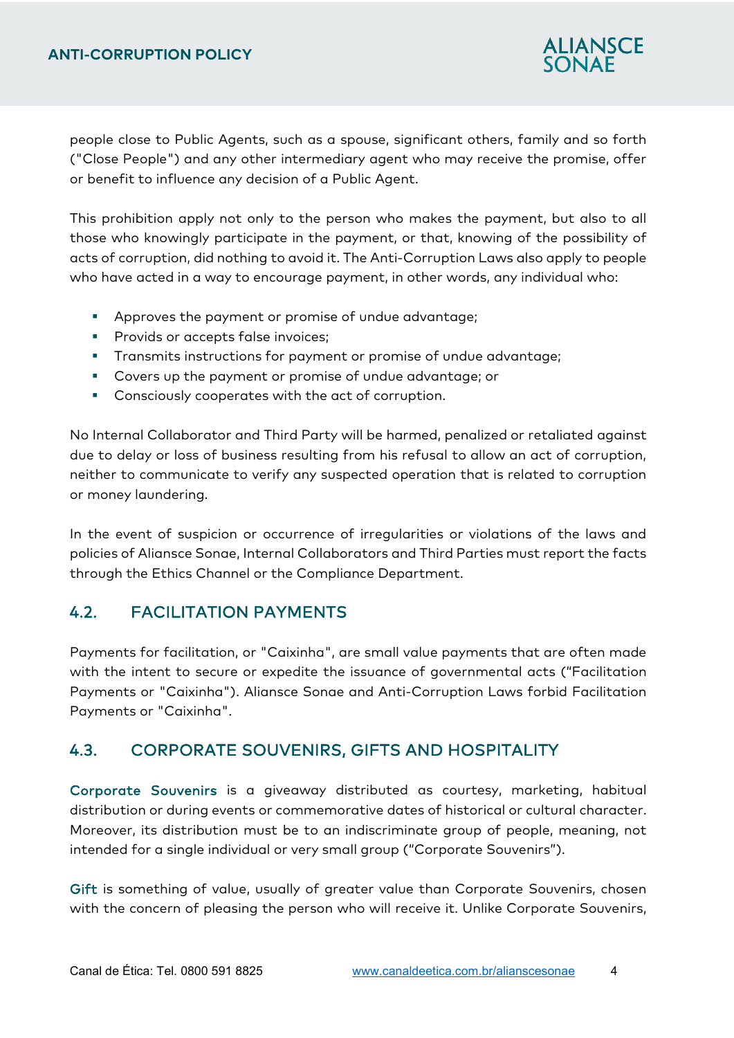people close to Public Agents, such as a spouse, significant others, family and so forth ("Close People") and any other intermediary agent who may receive the promise, offer or benefit to influence any decision of a Public Agent.

This prohibition apply not only to the person who makes the payment, but also to all those who knowingly participate in the payment, or that, knowing of the possibility of acts of corruption, did nothing to avoid it. The Anti-Corruption Laws also apply to people who have acted in a way to encourage payment, in other words, any individual who:

- Approves the payment or promise of undue advantage;
- Provids or accepts false invoices;
- Transmits instructions for payment or promise of undue advantage;
- Covers up the payment or promise of undue advantage; or
- Consciously cooperates with the act of corruption.

No Internal Collaborator and Third Party will be harmed, penalized or retaliated against due to delay or loss of business resulting from his refusal to allow an act of corruption, neither to communicate to verify any suspected operation that is related to corruption or money laundering.

In the event of suspicion or occurrence of irregularities or violations of the laws and policies of Aliansce Sonae, Internal Collaborators and Third Parties must report the facts through the Ethics Channel or the Compliance Department.

## 4.2. FACILITATION PAYMENTS

Payments for facilitation, or "Caixinha", are small value payments that are often made with the intent to secure or expedite the issuance of governmental acts ("Facilitation Payments or "Caixinha"). Aliansce Sonae and Anti-Corruption Laws forbid Facilitation Payments or "Caixinha".

## 4.3. CORPORATE SOUVENIRS, GIFTS AND HOSPITALITY

**Corporate Souvenirs** is a giveaway distributed as courtesy, marketing, habitual distribution or during events or commemorative dates of historical or cultural character. Moreover, its distribution must be to an indiscriminate group of people, meaning, not intended for a single individual or very small group ("Corporate Souvenirs").

**Gift** is something of value, usually of greater value than Corporate Souvenirs, chosen with the concern of pleasing the person who will receive it. Unlike Corporate Souvenirs,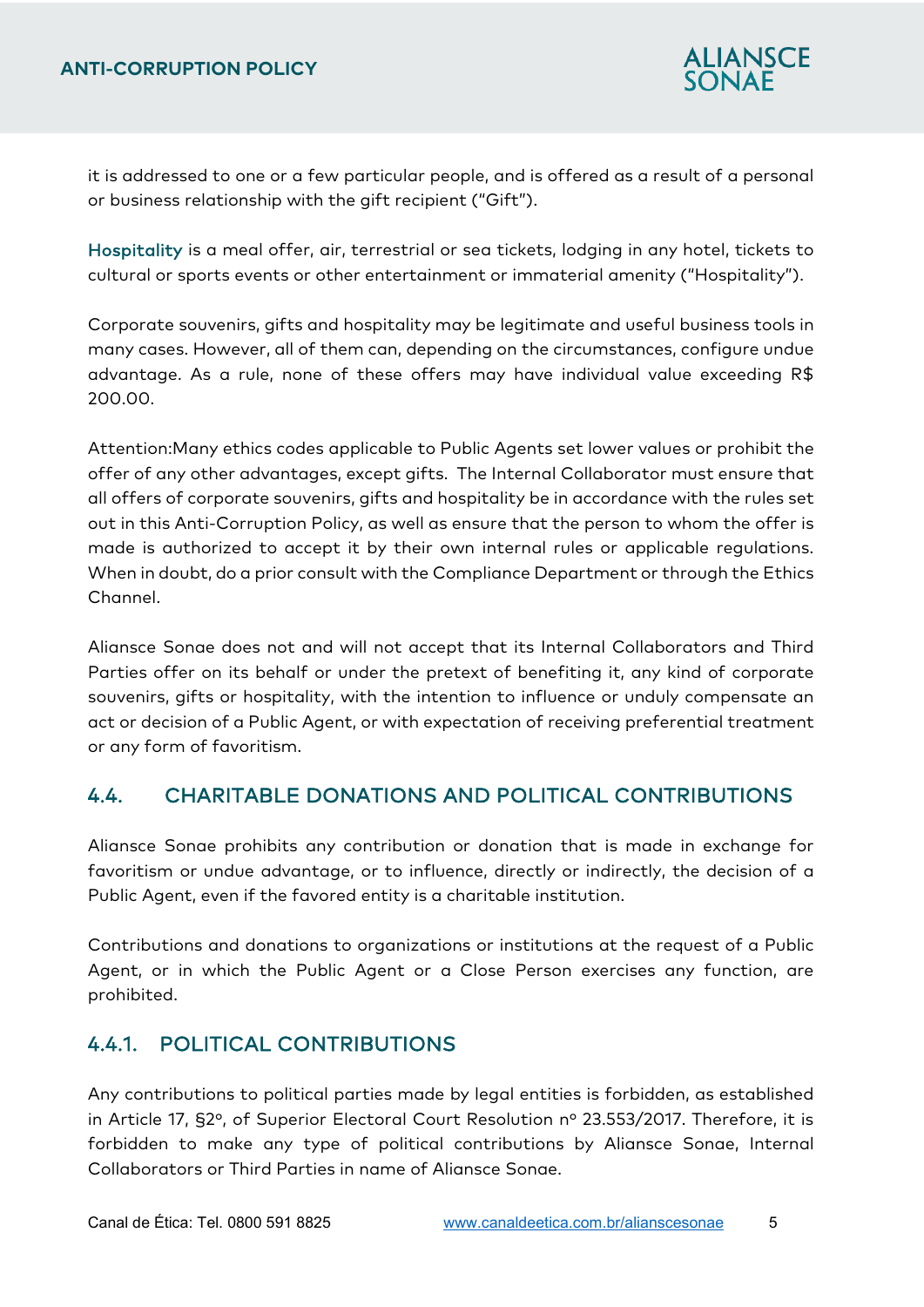it is addressed to one or a few particular people, and is offered as a result of a personal or business relationship with the gift recipient ("Gift").

**Hospitality** is a meal offer, air, terrestrial or sea tickets, lodging in any hotel, tickets to cultural or sports events or other entertainment or immaterial amenity ("Hospitality").

Corporate souvenirs, gifts and hospitality may be legitimate and useful business tools in many cases. However, all of them can, depending on the circumstances, configure undue advantage. As a rule, none of these offers may have individual value exceeding R$ 200.00.

Attention:Many ethics codes applicable to Public Agents set lower values or prohibit the offer of any other advantages, except gifts. The Internal Collaborator must ensure that all offers of corporate souvenirs, gifts and hospitality be in accordance with the rules set out in this Anti-Corruption Policy, as well as ensure that the person to whom the offer is made is authorized to accept it by their own internal rules or applicable regulations. When in doubt, do a prior consult with the Compliance Department or through the Ethics Channel.

Aliansce Sonae does not and will not accept that its Internal Collaborators and Third Parties offer on its behalf or under the pretext of benefiting it, any kind of corporate souvenirs, gifts or hospitality, with the intention to influence or unduly compensate an act or decision of a Public Agent, or with expectation of receiving preferential treatment or any form of favoritism.

## 4.4. CHARITABLE DONATIONS AND POLITICAL CONTRIBUTIONS

Aliansce Sonae prohibits any contribution or donation that is made in exchange for favoritism or undue advantage, or to influence, directly or indirectly, the decision of a Public Agent, even if the favored entity is a charitable institution.

Contributions and donations to organizations or institutions at the request of a Public Agent, or in which the Public Agent or a Close Person exercises any function, are prohibited.

### 4.4.1. POLITICAL CONTRIBUTIONS

Any contributions to political parties made by legal entities is forbidden, as established in Article 17, §2º, of Superior Electoral Court Resolution nº 23.553/2017. Therefore, it is forbidden to make any type of political contributions by Aliansce Sonae, Internal Collaborators or Third Parties in name of Aliansce Sonae.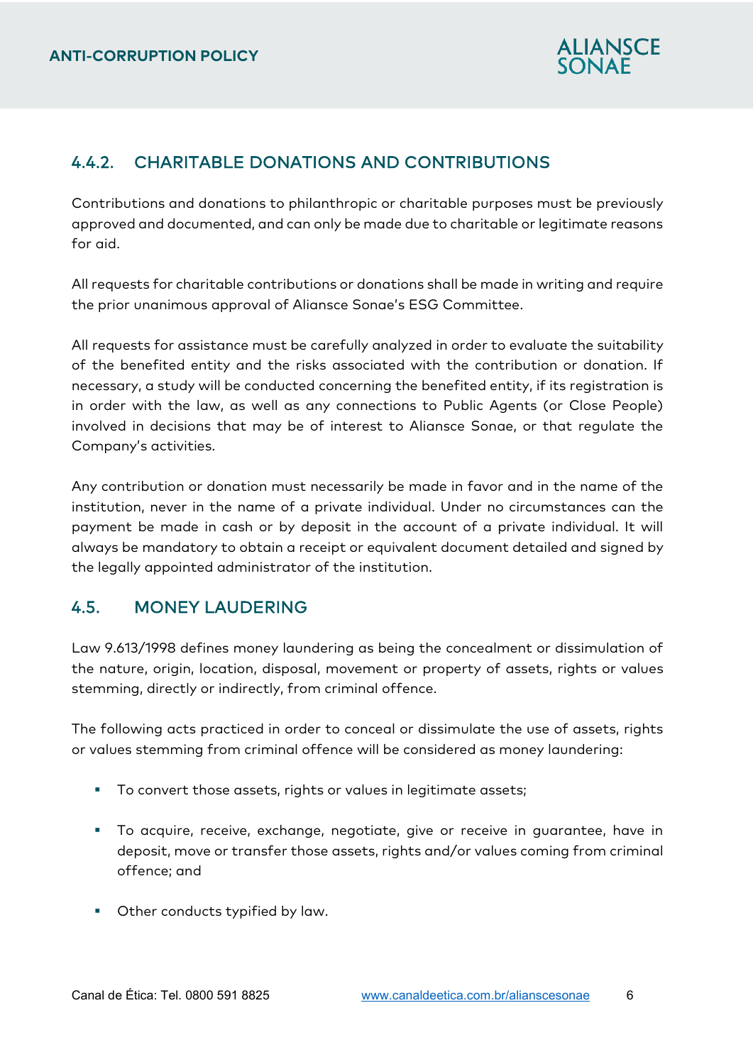### 4.4.2. CHARITABLE DONATIONS AND CONTRIBUTIONS

Contributions and donations to philanthropic or charitable purposes must be previously approved and documented, and can only be made due to charitable or legitimate reasons for aid.

All requests for charitable contributions or donations shall be made in writing and require the prior unanimous approval of Aliansce Sonae's ESG Committee.

All requests for assistance must be carefully analyzed in order to evaluate the suitability of the benefited entity and the risks associated with the contribution or donation. If necessary, a study will be conducted concerning the benefited entity, if its registration is in order with the law, as well as any connections to Public Agents (or Close People) involved in decisions that may be of interest to Aliansce Sonae, or that regulate the Company's activities.

Any contribution or donation must necessarily be made in favor and in the name of the institution, never in the name of a private individual. Under no circumstances can the payment be made in cash or by deposit in the account of a private individual. It will always be mandatory to obtain a receipt or equivalent document detailed and signed by the legally appointed administrator of the institution.

## 4.5. MONEY LAUDERING

Law 9.613/1998 defines money laundering as being the concealment or dissimulation of the nature, origin, location, disposal, movement or property of assets, rights or values stemming, directly or indirectly, from criminal offence.

The following acts practiced in order to conceal or dissimulate the use of assets, rights or values stemming from criminal offence will be considered as money laundering:

- To convert those assets, rights or values in legitimate assets;
- To acquire, receive, exchange, negotiate, give or receive in guarantee, have in deposit, move or transfer those assets, rights and/or values coming from criminal offence; and
- Other conducts typified by law.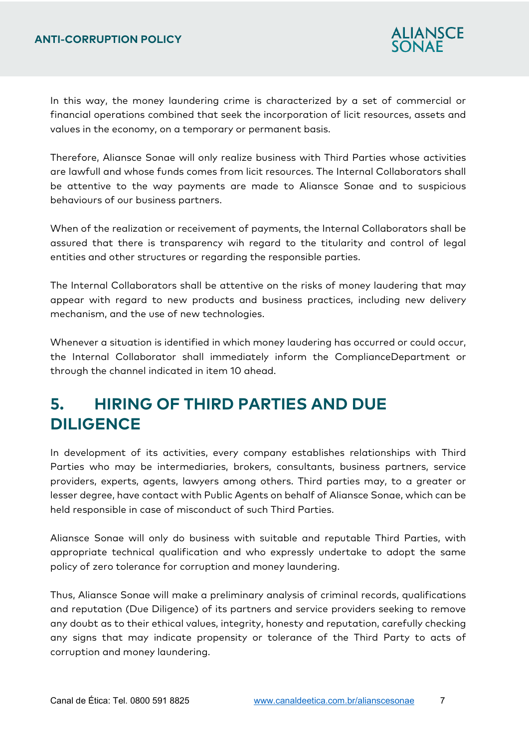In this way, the money laundering crime is characterized by a set of commercial or financial operations combined that seek the incorporation of licit resources, assets and values in the economy, on a temporary or permanent basis.

Therefore, Aliansce Sonae will only realize business with Third Parties whose activities are lawfull and whose funds comes from licit resources. The Internal Collaborators shall be attentive to the way payments are made to Aliansce Sonae and to suspicious behaviours of our business partners.

When of the realization or receivement of payments, the Internal Collaborators shall be assured that there is transparency wih regard to the titularity and control of legal entities and other structures or regarding the responsible parties.

The Internal Collaborators shall be attentive on the risks of money laudering that may appear with regard to new products and business practices, including new delivery mechanism, and the use of new technologies.

Whenever a situation is identified in which money laudering has occurred or could occur, the Internal Collaborator shall immediately inform the ComplianceDepartment or through the channel indicated in item 10 ahead.

# 5. HIRING OF THIRD PARTIES AND DUE DILIGENCE

In development of its activities, every company establishes relationships with Third Parties who may be intermediaries, brokers, consultants, business partners, service providers, experts, agents, lawyers among others. Third parties may, to a greater or lesser degree, have contact with Public Agents on behalf of Aliansce Sonae, which can be held responsible in case of misconduct of such Third Parties.

Aliansce Sonae will only do business with suitable and reputable Third Parties, with appropriate technical qualification and who expressly undertake to adopt the same policy of zero tolerance for corruption and money laundering.

Thus, Aliansce Sonae will make a preliminary analysis of criminal records, qualifications and reputation (Due Diligence) of its partners and service providers seeking to remove any doubt as to their ethical values, integrity, honesty and reputation, carefully checking any signs that may indicate propensity or tolerance of the Third Party to acts of corruption and money laundering.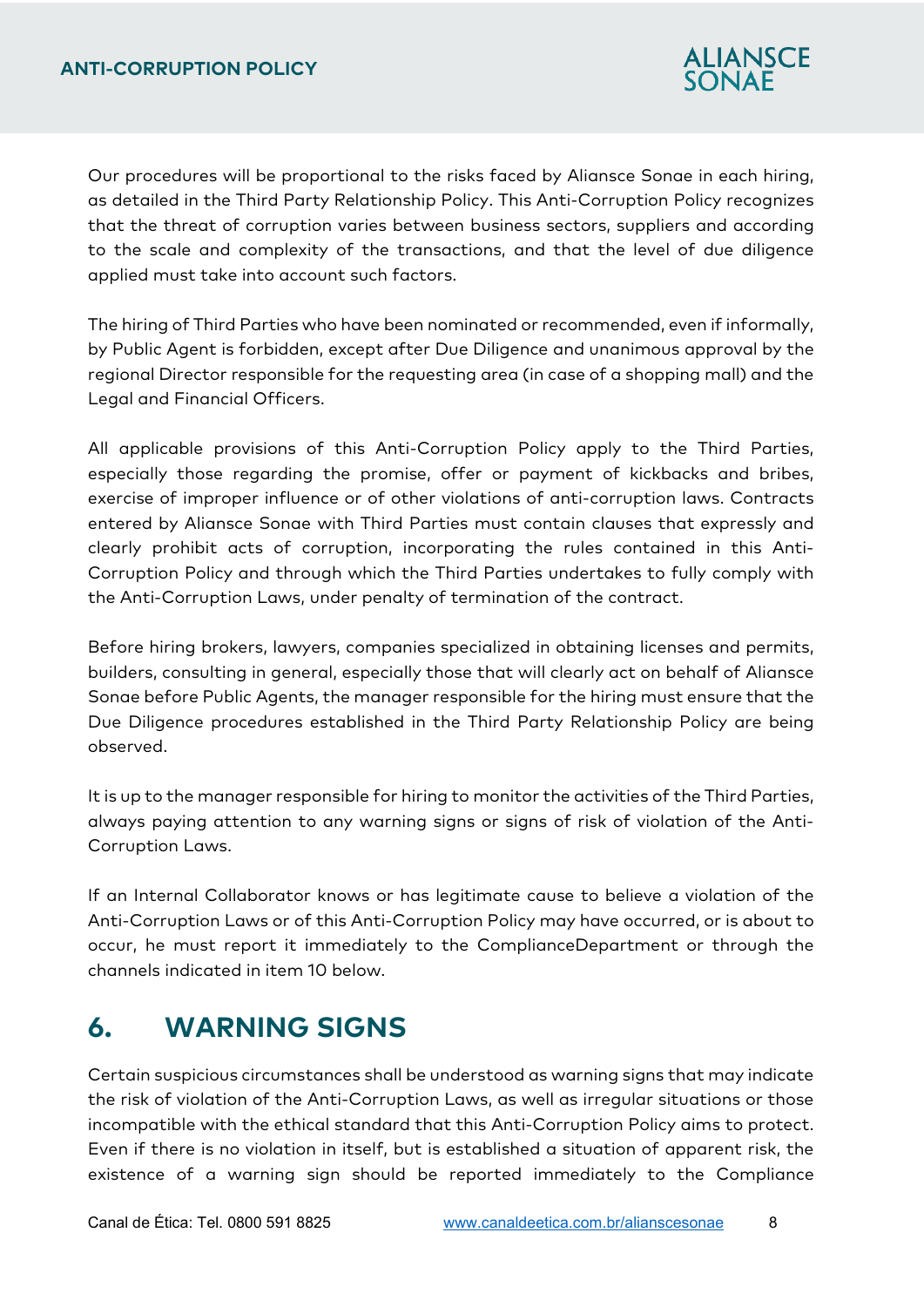Our procedures will be proportional to the risks faced by Aliansce Sonae in each hiring, as detailed in the Third Party Relationship Policy. This Anti-Corruption Policy recognizes that the threat of corruption varies between business sectors, suppliers and according to the scale and complexity of the transactions, and that the level of due diligence applied must take into account such factors.

The hiring of Third Parties who have been nominated or recommended, even if informally, by Public Agent is forbidden, except after Due Diligence and unanimous approval by the regional Director responsible for the requesting area (in case of a shopping mall) and the Legal and Financial Officers.

All applicable provisions of this Anti-Corruption Policy apply to the Third Parties, especially those regarding the promise, offer or payment of kickbacks and bribes, exercise of improper influence or of other violations of anti-corruption laws. Contracts entered by Aliansce Sonae with Third Parties must contain clauses that expressly and clearly prohibit acts of corruption, incorporating the rules contained in this Anti-Corruption Policy and through which the Third Parties undertakes to fully comply with the Anti-Corruption Laws, under penalty of termination of the contract.

Before hiring brokers, lawyers, companies specialized in obtaining licenses and permits, builders, consulting in general, especially those that will clearly act on behalf of Aliansce Sonae before Public Agents, the manager responsible for the hiring must ensure that the Due Diligence procedures established in the Third Party Relationship Policy are being observed.

It is up to the manager responsible for hiring to monitor the activities of the Third Parties, always paying attention to any warning signs or signs of risk of violation of the Anti-Corruption Laws.

If an Internal Collaborator knows or has legitimate cause to believe a violation of the Anti-Corruption Laws or of this Anti-Corruption Policy may have occurred, or is about to occur, he must report it immediately to the ComplianceDepartment or through the channels indicated in item 10 below.

## 6. WARNING SIGNS

Certain suspicious circumstances shall be understood as warning signs that may indicate the risk of violation of the Anti-Corruption Laws, as well as irregular situations or those incompatible with the ethical standard that this Anti-Corruption Policy aims to protect. Even if there is no violation in itself, but is established a situation of apparent risk, the existence of a warning sign should be reported immediately to the Compliance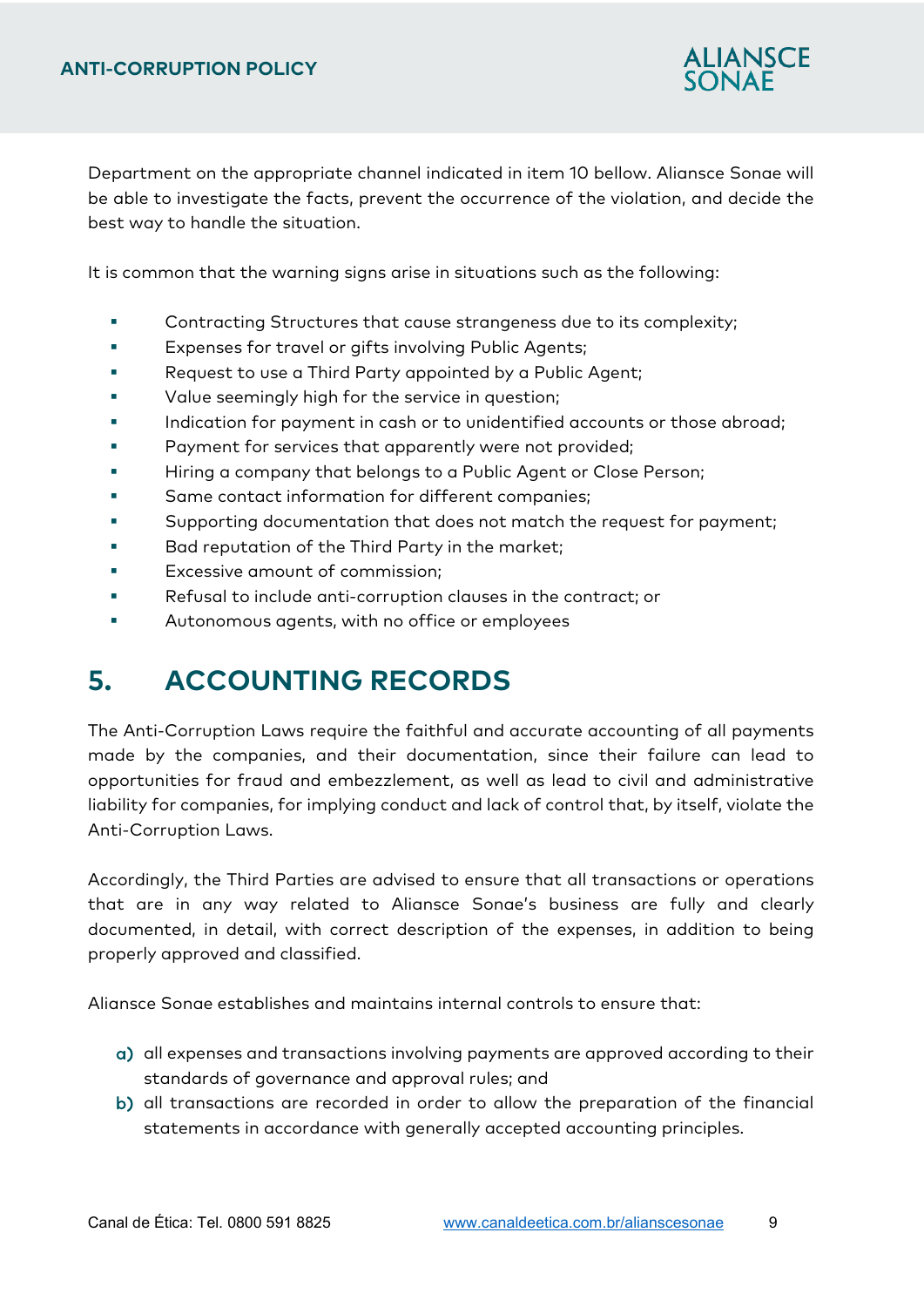Department on the appropriate channel indicated in item 10 bellow. Aliansce Sonae will be able to investigate the facts, prevent the occurrence of the violation, and decide the best way to handle the situation.

It is common that the warning signs arise in situations such as the following:

- Contracting Structures that cause strangeness due to its complexity;
- Expenses for travel or gifts involving Public Agents;
- Request to use a Third Party appointed by a Public Agent;
- Value seemingly high for the service in question;
- Indication for payment in cash or to unidentified accounts or those abroad;
- Payment for services that apparently were not provided;
- Hiring a company that belongs to a Public Agent or Close Person;
- Same contact information for different companies;
- Supporting documentation that does not match the request for payment;
- Bad reputation of the Third Party in the market;
- Excessive amount of commission;
- Refusal to include anti-corruption clauses in the contract; or
- Autonomous agents, with no office or employees

# 5. ACCOUNTING RECORDS

The Anti-Corruption Laws require the faithful and accurate accounting of all payments made by the companies, and their documentation, since their failure can lead to opportunities for fraud and embezzlement, as well as lead to civil and administrative liability for companies, for implying conduct and lack of control that, by itself, violate the Anti-Corruption Laws.

Accordingly, the Third Parties are advised to ensure that all transactions or operations that are in any way related to Aliansce Sonae's business are fully and clearly documented, in detail, with correct description of the expenses, in addition to being properly approved and classified.

Aliansce Sonae establishes and maintains internal controls to ensure that:

a) all expenses and transactions involving payments are approved according to their standards of governance and approval rules; and
b) all transactions are recorded in order to allow the preparation of the financial statements in accordance with generally accepted accounting principles.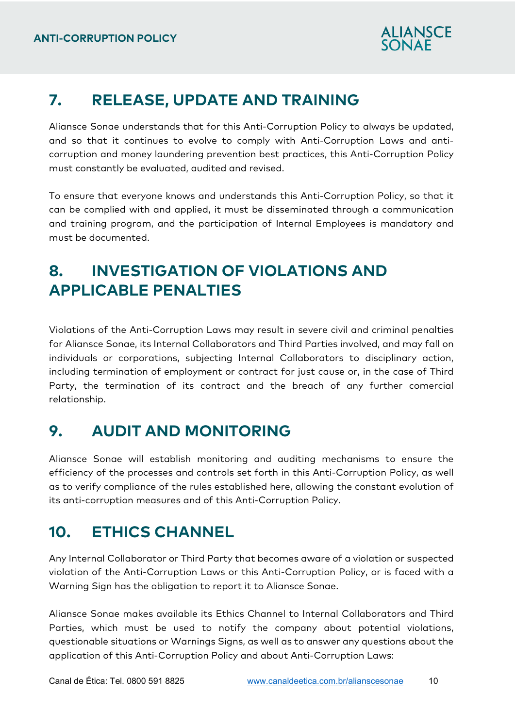## 7. RELEASE, UPDATE AND TRAINING

Aliansce Sonae understands that for this Anti-Corruption Policy to always be updated, and so that it continues to evolve to comply with Anti-Corruption Laws and anti-corruption and money laundering prevention best practices, this Anti-Corruption Policy must constantly be evaluated, audited and revised.

To ensure that everyone knows and understands this Anti-Corruption Policy, so that it can be complied with and applied, it must be disseminated through a communication and training program, and the participation of Internal Employees is mandatory and must be documented.

## 8. INVESTIGATION OF VIOLATIONS AND APPLICABLE PENALTIES

Violations of the Anti-Corruption Laws may result in severe civil and criminal penalties for Aliansce Sonae, its Internal Collaborators and Third Parties involved, and may fall on individuals or corporations, subjecting Internal Collaborators to disciplinary action, including termination of employment or contract for just cause or, in the case of Third Party, the termination of its contract and the breach of any further comercial relationship.

## 9. AUDIT AND MONITORING

Aliansce Sonae will establish monitoring and auditing mechanisms to ensure the efficiency of the processes and controls set forth in this Anti-Corruption Policy, as well as to verify compliance of the rules established here, allowing the constant evolution of its anti-corruption measures and of this Anti-Corruption Policy.

## 10. ETHICS CHANNEL

Any Internal Collaborator or Third Party that becomes aware of a violation or suspected violation of the Anti-Corruption Laws or this Anti-Corruption Policy, or is faced with a Warning Sign has the obligation to report it to Aliansce Sonae.

Aliansce Sonae makes available its Ethics Channel to Internal Collaborators and Third Parties, which must be used to notify the company about potential violations, questionable situations or Warnings Signs, as well as to answer any questions about the application of this Anti-Corruption Policy and about Anti-Corruption Laws:

Canal de Ética: Tel. 0800 591 8825 www.canaldeetica.com.br/alianscesonae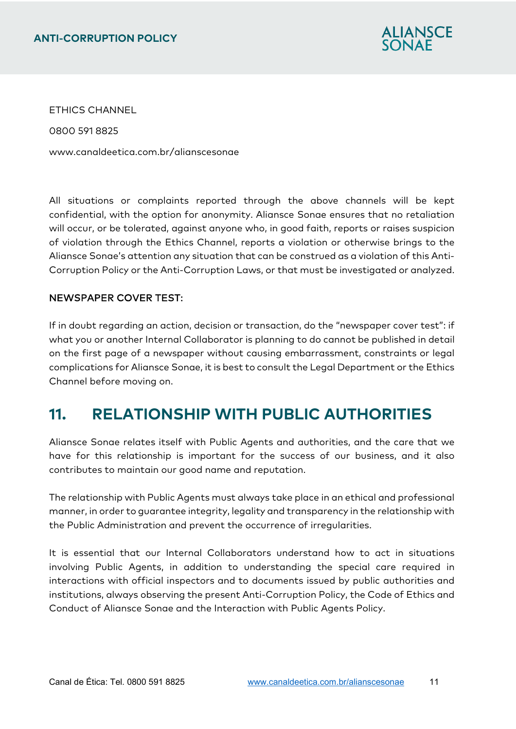ETHICS CHANNEL

0800 591 8825

www.canaldeetica.com.br/alianscesonae

All situations or complaints reported through the above channels will be kept confidential, with the option for anonymity. Aliansce Sonae ensures that no retaliation will occur, or be tolerated, against anyone who, in good faith, reports or raises suspicion of violation through the Ethics Channel, reports a violation or otherwise brings to the Aliansce Sonae's attention any situation that can be construed as a violation of this Anti-Corruption Policy or the Anti-Corruption Laws, or that must be investigated or analyzed.

NEWSPAPER COVER TEST:

If in doubt regarding an action, decision or transaction, do the "newspaper cover test": if what you or another Internal Collaborator is planning to do cannot be published in detail on the first page of a newspaper without causing embarrassment, constraints or legal complications for Aliansce Sonae, it is best to consult the Legal Department or the Ethics Channel before moving on.

## 11. RELATIONSHIP WITH PUBLIC AUTHORITIES

Aliansce Sonae relates itself with Public Agents and authorities, and the care that we have for this relationship is important for the success of our business, and it also contributes to maintain our good name and reputation.

The relationship with Public Agents must always take place in an ethical and professional manner, in order to guarantee integrity, legality and transparency in the relationship with the Public Administration and prevent the occurrence of irregularities.

It is essential that our Internal Collaborators understand how to act in situations involving Public Agents, in addition to understanding the special care required in interactions with official inspectors and to documents issued by public authorities and institutions, always observing the present Anti-Corruption Policy, the Code of Ethics and Conduct of Aliansce Sonae and the Interaction with Public Agents Policy.